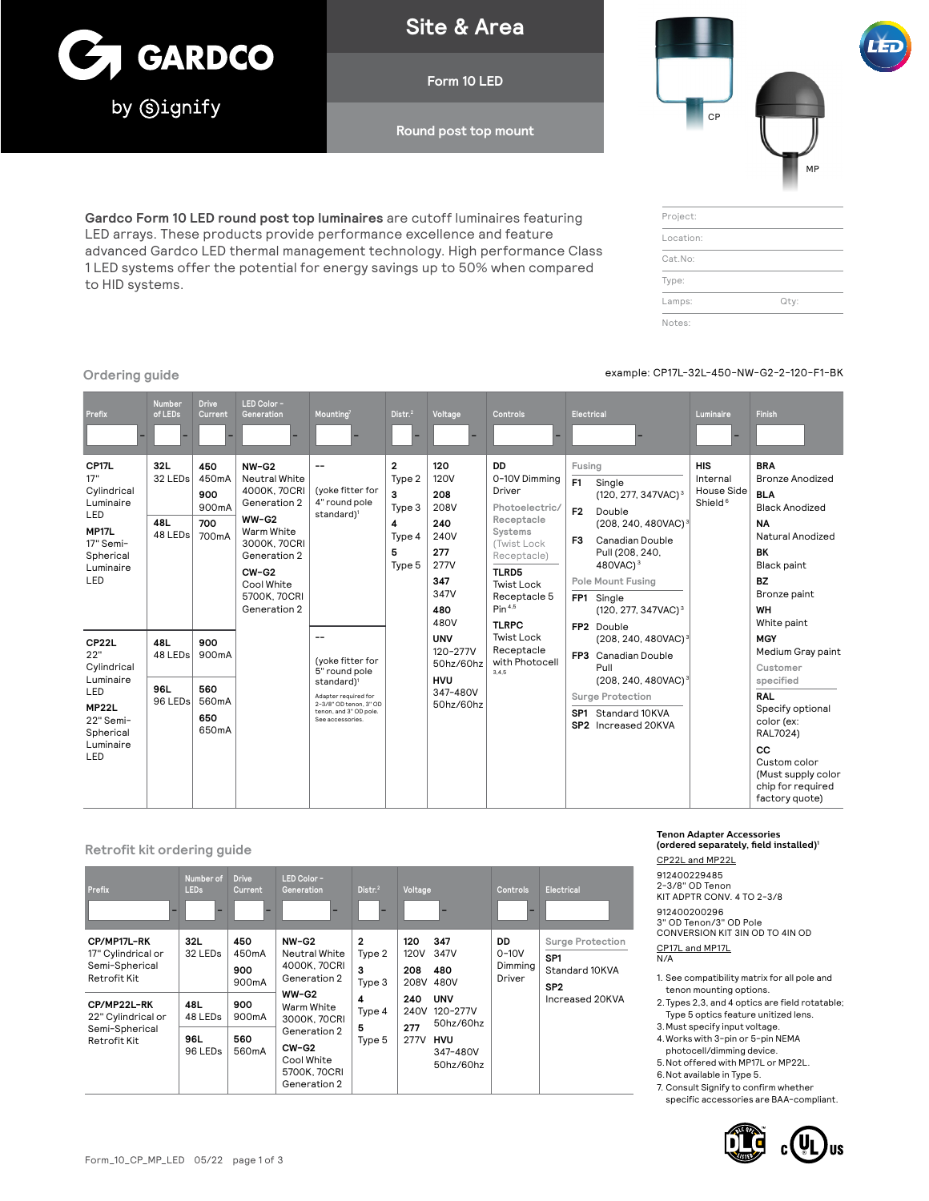# GARDCO by Signify

## Site & Area

### Form 10 LED

### Round post top mount

CP

MP

**Gardco Form 10 LED round post top luminaires** are cutoff luminaires featuring LED arrays. These products provide performance excellence and feature advanced Gardco LED thermal management technology. High performance Class 1 LED systems offer the potential for energy savings up to 50% when compared to HID systems.

| | |
|---|---|
| Project: | |
| Location: | |
| Cat.No: | |
| Type: | |
| Lamps: | Qty: |
| Notes: | |

## Ordering guide

example: CP17L-32L-450-NW-G2-2-120-F1-BK

| Prefix | Number of LEDs | Drive Current | LED Color - Generation | Mounting[7] | Distr.[2] | Voltage | Controls | Electrical | Luminaire | Finish |
|---|---|---|---|---|---|---|---|---|---|---|
| **CP17L** 17" Cylindrical Luminaire LED<br>**MP17L** 17" Semi-Spherical Luminaire LED | **32L** 32 LEDs<br>**48L** 48 LEDs | **450** 450mA<br>**900** 900mA<br>**700** 700mA | **NW-G2** Neutral White 4000K, 70CRI Generation 2<br>**WW-G2** Warm White 3000K, 70CRI Generation 2<br>**CW-G2** Cool White 5700K, 70CRI Generation 2 | -- (yoke fitter for 4" round pole standard)[1] | **2** Type 2<br>**3** Type 3<br>**4** Type 4<br>**5** Type 5 | **120** 120V<br>**208** 208V<br>**240** 240V<br>**277** 277V<br>**347** 347V<br>**480** 480V<br>**UNV** 120-277V 50hz/60hz<br>**HVU** 347-480V 50hz/60hz | **DD** 0-10V Dimming Driver<br>Photoelectric/ Receptacle Systems (Twist Lock Receptacle)<br>**TLRD5** Twist Lock Receptacle 5 Pin[4,5]<br>**TLRPC** Twist Lock Receptacle with Photocell[3,4,5] | Fusing<br>**F1** Single (120, 277, 347VAC)[3]<br>**F2** Double (208, 240, 480VAC)[3]<br>**F3** Canadian Double Pull (208, 240, 480VAC)[3]<br>Pole Mount Fusing<br>**FP1** Single (120, 277, 347VAC)[3]<br>**FP2** Double (208, 240, 480VAC)[3]<br>**FP3** Canadian Double Pull (208, 240, 480VAC)[3]<br>Surge Protection<br>**SP1** Standard 10KVA<br>**SP2** Increased 20KVA | **HIS** Internal House Side Shield[6] | **BRA** Bronze Anodized<br>**BLA** Black Anodized<br>**NA** Natural Anodized<br>**BK** Black paint<br>**BZ** Bronze paint<br>**WH** White paint<br>**MGY** Medium Gray paint<br>Customer specified<br>**RAL** Specify optional color (ex: RAL7024)<br>**CC** Custom color (Must supply color chip for required factory quote) |
| **CP22L** 22" Cylindrical Luminaire LED<br>**MP22L** 22" Semi-Spherical Luminaire LED | **48L** 48 LEDs<br>**96L** 96 LEDs | **900** 900mA<br>**560** 560mA<br>**650** 650mA | | -- (yoke fitter for 5" round pole standard)[1] Adapter required for 2-3/8" OD tenon, 3" OD tenon, and 3" OD pole. See accessories. | | | | | | |

## Retrofit kit ordering guide

| Prefix | Number of LEDs | Drive Current | LED Color - Generation | Distr.[2] | Voltage | Controls | Electrical |
|---|---|---|---|---|---|---|---|
| **CP/MP17L-RK** 17" Cylindrical or Semi-Spherical Retrofit Kit | **32L** 32 LEDs | **450** 450mA<br>**900** 900mA | **NW-G2** Neutral White 4000K, 70CRI Generation 2<br>**WW-G2** Warm White 3000K, 70CRI Generation 2<br>**CW-G2** Cool White 5700K, 70CRI Generation 2 | **2** Type 2<br>**3** Type 3<br>**4** Type 4<br>**5** Type 5 | **120** 120V<br>**208** 208V<br>**240** 240V<br>**277** 277V<br>**347** 347V<br>**480** 480V<br>**UNV** 120-277V 50hz/60hz<br>**HVU** 347-480V 50hz/60hz | **DD** 0-10V Dimming Driver | Surge Protection<br>**SP1** Standard 10KVA<br>**SP2** Increased 20KVA |
| **CP/MP22L-RK** 22" Cylindrical or Semi-Spherical Retrofit Kit | **48L** 48 LEDs<br>**96L** 96 LEDs | **900** 900mA<br>**560** 560mA | | | | | |

**Tenon Adapter Accessories (ordered separately, field installed)[1]**

CP22L and MP22L

912400229485
2-3/8" OD Tenon
KIT ADPTR CONV. 4 TO 2-3/8

912400200296
3" OD Tenon/3" OD Pole
CONVERSION KIT 3IN OD TO 4IN OD

CP17L and MP17L

N/A

1. See compatibility matrix for all pole and tenon mounting options.
2. Types 2,3, and 4 optics are field rotatable; Type 5 optics feature unitized lens.
3. Must specify input voltage.
4. Works with 3-pin or 5-pin NEMA photocell/dimming device.
5. Not offered with MP17L or MP22L.
6. Not available in Type 5.
7. Consult Signify to confirm whether specific accessories are BAA-compliant.

Form_10_CP_MP_LED 05/22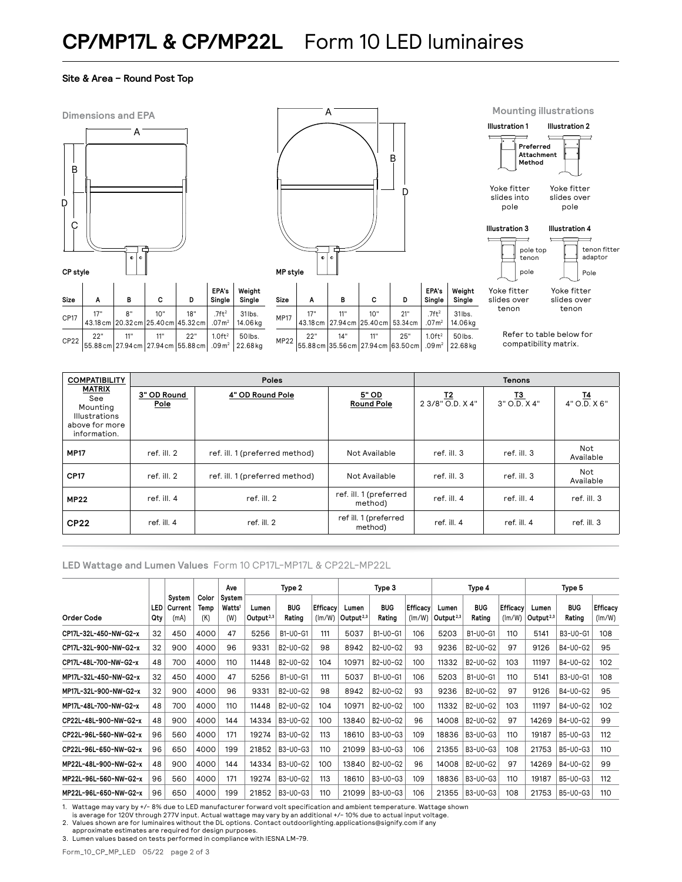# CP/MP17L & CP/MP22L Form 10 LED luminaires

**Site & Area – Round Post Top**

## Dimensions and EPA

CP style

| Size | A | B | C | D | EPA's Single | Weight Single |
|---|---|---|---|---|---|---|
| CP17 | 17" 43.18cm | 8" 20.32cm | 10" 25.40cm | 18" 45.32cm | .7ft² .07m² | 31lbs. 14.06kg |
| CP22 | 22" 55.88cm | 11" 27.94cm | 11" 27.94cm | 22" 55.88cm | 1.0ft² .09m² | 50lbs. 22.68kg |

MP style

| Size | A | B | C | D | EPA's Single | Weight Single |
|---|---|---|---|---|---|---|
| MP17 | 17" 43.18cm | 11" 27.94cm | 10" 25.40cm | 21" 53.34cm | .7ft² .07m² | 31lbs. 14.06kg |
| MP22 | 22" 55.88cm | 14" 35.56cm | 11" 27.94cm | 25" 63.50cm | 1.0ft² .09m² | 50lbs. 22.68kg |

## Mounting illustrations

**Illustration 1** – Preferred Attachment Method. Yoke fitter slides into pole

**Illustration 2** – Yoke fitter slides over pole

**Illustration 3** – pole top tenon, pole. Yoke fitter slides over tenon

**Illustration 4** – tenon fitter adaptor, Pole. Yoke fitter slides over tenon

Refer to table below for compatibility matrix.

| COMPATIBILITY MATRIX See Mounting Illustrations above for more information. | Poles | | | Tenons | | |
|---|---|---|---|---|---|---|
| | 3" OD Round Pole | 4" OD Round Pole | 5" OD Round Pole | T2 2 3/8" O.D. X 4" | T3 3" O.D. X 4" | T4 4" O.D. X 6" |
| MP17 | ref. ill. 2 | ref. ill. 1 (preferred method) | Not Available | ref. ill. 3 | ref. ill. 3 | Not Available |
| CP17 | ref. ill. 2 | ref. ill. 1 (preferred method) | Not Available | ref. ill. 3 | ref. ill. 3 | Not Available |
| MP22 | ref. ill. 4 | ref. ill. 2 | ref. ill. 1 (preferred method) | ref. ill. 4 | ref. ill. 4 | ref. ill. 3 |
| CP22 | ref. ill. 4 | ref. ill. 2 | ref ill. 1 (preferred method) | ref. ill. 4 | ref. ill. 4 | ref. ill. 3 |

## LED Wattage and Lumen Values Form 10 CP17L-MP17L & CP22L-MP22L

| Order Code | LED Qty | System Current (mA) | Color Temp (K) | Ave System Watts[1] (W) | Type 2 | | | Type 3 | | | Type 4 | | | Type 5 | | |
|---|---|---|---|---|---|---|---|---|---|---|---|---|---|---|---|---|
| | | | | | Lumen Output[2,3] | BUG Rating | Efficacy (lm/W) | Lumen Output[2,3] | BUG Rating | Efficacy (lm/W) | Lumen Output[2,3] | BUG Rating | Efficacy (lm/W) | Lumen Output[2,3] | BUG Rating | Efficacy (lm/W) |
| CP17L-32L-450-NW-G2-x | 32 | 450 | 4000 | 47 | 5256 | B1-U0-G1 | 111 | 5037 | B1-U0-G1 | 106 | 5203 | B1-U0-G1 | 110 | 5141 | B3-U0-G1 | 108 |
| CP17L-32L-900-NW-G2-x | 32 | 900 | 4000 | 96 | 9331 | B2-U0-G2 | 98 | 8942 | B2-U0-G2 | 93 | 9236 | B2-U0-G2 | 97 | 9126 | B4-U0-G2 | 95 |
| CP17L-48L-700-NW-G2-x | 48 | 700 | 4000 | 110 | 11448 | B2-U0-G2 | 104 | 10971 | B2-U0-G2 | 100 | 11332 | B2-U0-G2 | 103 | 11197 | B4-U0-G2 | 102 |
| MP17L-32L-450-NW-G2-x | 32 | 450 | 4000 | 47 | 5256 | B1-U0-G1 | 111 | 5037 | B1-U0-G1 | 106 | 5203 | B1-U0-G1 | 110 | 5141 | B3-U0-G1 | 108 |
| MP17L-32L-900-NW-G2-x | 32 | 900 | 4000 | 96 | 9331 | B2-U0-G2 | 98 | 8942 | B2-U0-G2 | 93 | 9236 | B2-U0-G2 | 97 | 9126 | B4-U0-G2 | 95 |
| MP17L-48L-700-NW-G2-x | 48 | 700 | 4000 | 110 | 11448 | B2-U0-G2 | 104 | 10971 | B2-U0-G2 | 100 | 11332 | B2-U0-G2 | 103 | 11197 | B4-U0-G2 | 102 |
| CP22L-48L-900-NW-G2-x | 48 | 900 | 4000 | 144 | 14334 | B3-U0-G2 | 100 | 13840 | B2-U0-G2 | 96 | 14008 | B2-U0-G2 | 97 | 14269 | B4-U0-G2 | 99 |
| CP22L-96L-560-NW-G2-x | 96 | 560 | 4000 | 171 | 19274 | B3-U0-G2 | 113 | 18610 | B3-U0-G3 | 109 | 18836 | B3-U0-G3 | 110 | 19187 | B5-U0-G3 | 112 |
| CP22L-96L-650-NW-G2-x | 96 | 650 | 4000 | 199 | 21852 | B3-U0-G3 | 110 | 21099 | B3-U0-G3 | 106 | 21355 | B3-U0-G3 | 108 | 21753 | B5-U0-G3 | 110 |
| MP22L-48L-900-NW-G2-x | 48 | 900 | 4000 | 144 | 14334 | B3-U0-G2 | 100 | 13840 | B2-U0-G2 | 96 | 14008 | B2-U0-G2 | 97 | 14269 | B4-U0-G2 | 99 |
| MP22L-96L-560-NW-G2-x | 96 | 560 | 4000 | 171 | 19274 | B3-U0-G2 | 113 | 18610 | B3-U0-G3 | 109 | 18836 | B3-U0-G3 | 110 | 19187 | B5-U0-G3 | 112 |
| MP22L-96L-650-NW-G2-x | 96 | 650 | 4000 | 199 | 21852 | B3-U0-G3 | 110 | 21099 | B3-U0-G3 | 106 | 21355 | B3-U0-G3 | 108 | 21753 | B5-U0-G3 | 110 |

1. Wattage may vary by +/- 8% due to LED manufacturer forward volt specification and ambient temperature. Wattage shown is average for 120V through 277V input. Actual wattage may vary by an additional +/- 10% due to actual input voltage.
2. Values shown are for luminaires without the DL options. Contact outdoorlighting.applications@signify.com if any approximate estimates are required for design purposes.
3. Lumen values based on tests performed in compliance with IESNA LM-79.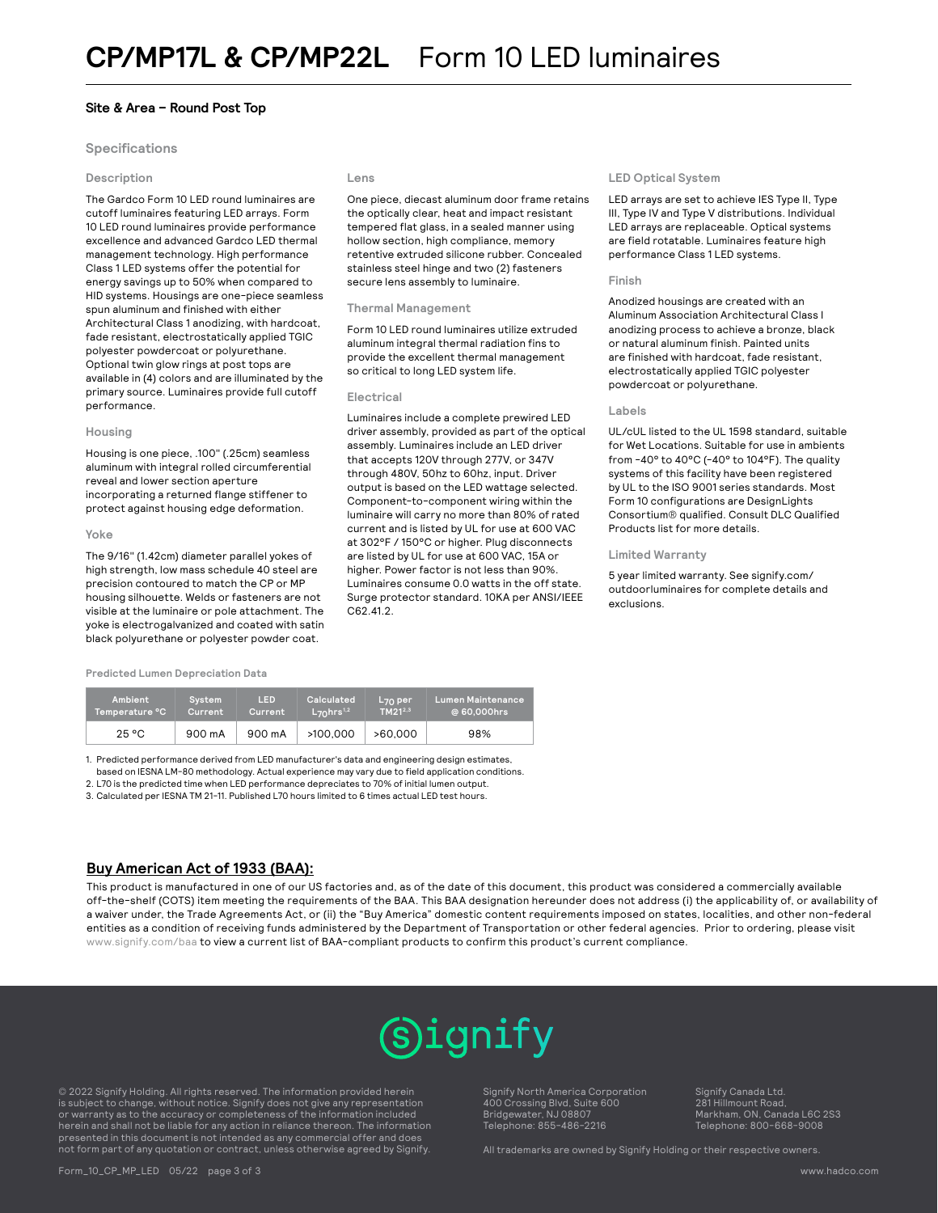# CP/MP17L & CP/MP22L Form 10 LED luminaires

**Site & Area – Round Post Top**

## Specifications

### Description

The Gardco Form 10 LED round luminaires are cutoff luminaires featuring LED arrays. Form 10 LED round luminaires provide performance excellence and advanced Gardco LED thermal management technology. High performance Class 1 LED systems offer the potential for energy savings up to 50% when compared to HID systems. Housings are one-piece seamless spun aluminum and finished with either Architectural Class 1 anodizing, with hardcoat, fade resistant, electrostatically applied TGIC polyester powdercoat or polyurethane. Optional twin glow rings at post tops are available in (4) colors and are illuminated by the primary source. Luminaires provide full cutoff performance.

### Housing

Housing is one piece, .100" (.25cm) seamless aluminum with integral rolled circumferential reveal and lower section aperture incorporating a returned flange stiffener to protect against housing edge deformation.

### Yoke

The 9/16" (1.42cm) diameter parallel yokes of high strength, low mass schedule 40 steel are precision contoured to match the CP or MP housing silhouette. Welds or fasteners are not visible at the luminaire or pole attachment. The yoke is electrogalvanized and coated with satin black polyurethane or polyester powder coat.

### Lens

One piece, diecast aluminum door frame retains the optically clear, heat and impact resistant tempered flat glass, in a sealed manner using hollow section, high compliance, memory retentive extruded silicone rubber. Concealed stainless steel hinge and two (2) fasteners secure lens assembly to luminaire.

### Thermal Management

Form 10 LED round luminaires utilize extruded aluminum integral thermal radiation fins to provide the excellent thermal management so critical to long LED system life.

### Electrical

Luminaires include a complete prewired LED driver assembly, provided as part of the optical assembly. Luminaires include an LED driver that accepts 120V through 277V, or 347V through 480V, 50hz to 60hz, input. Driver output is based on the LED wattage selected. Component-to-component wiring within the luminaire will carry no more than 80% of rated current and is listed by UL for use at 600 VAC at 302°F / 150°C or higher. Plug disconnects are listed by UL for use at 600 VAC, 15A or higher. Power factor is not less than 90%. Luminaires consume 0.0 watts in the off state. Surge protector standard. 10KA per ANSI/IEEE C62.41.2.

### LED Optical System

LED arrays are set to achieve IES Type II, Type III, Type IV and Type V distributions. Individual LED arrays are replaceable. Optical systems are field rotatable. Luminaires feature high performance Class 1 LED systems.

### Finish

Anodized housings are created with an Aluminum Association Architectural Class I anodizing process to achieve a bronze, black or natural aluminum finish. Painted units are finished with hardcoat, fade resistant, electrostatically applied TGIC polyester powdercoat or polyurethane.

### Labels

UL/cUL listed to the UL 1598 standard, suitable for Wet Locations. Suitable for use in ambients from -40° to 40°C (-40° to 104°F). The quality systems of this facility have been registered by UL to the ISO 9001 series standards. Most Form 10 configurations are DesignLights Consortium® qualified. Consult DLC Qualified Products list for more details.

### Limited Warranty

5 year limited warranty. See signify.com/outdoorluminaires for complete details and exclusions.

### Predicted Lumen Depreciation Data

| Ambient Temperature °C | System Current | LED Current | Calculated $L_{70}$hrs[1,2] | $L_{70}$ per TM21[2,3] | Lumen Maintenance @ 60,000hrs |
|---|---|---|---|---|---|
| 25 °C | 900 mA | 900 mA | >100,000 | >60,000 | 98% |

1. Predicted performance derived from LED manufacturer's data and engineering design estimates, based on IESNA LM-80 methodology. Actual experience may vary due to field application conditions.
2. L70 is the predicted time when LED performance depreciates to 70% of initial lumen output.
3. Calculated per IESNA TM 21-11. Published L70 hours limited to 6 times actual LED test hours.

## Buy American Act of 1933 (BAA):

This product is manufactured in one of our US factories and, as of the date of this document, this product was considered a commercially available off-the-shelf (COTS) item meeting the requirements of the BAA. This BAA designation hereunder does not address (i) the applicability of, or availability of a waiver under, the Trade Agreements Act, or (ii) the "Buy America" domestic content requirements imposed on states, localities, and other non-federal entities as a condition of receiving funds administered by the Department of Transportation or other federal agencies. Prior to ordering, please visit www.signify.com/baa to view a current list of BAA-compliant products to confirm this product's current compliance.

signify

© 2022 Signify Holding. All rights reserved. The information provided herein is subject to change, without notice. Signify does not give any representation or warranty as to the accuracy or completeness of the information included herein and shall not be liable for any action in reliance thereon. The information presented in this document is not intended as any commercial offer and does not form part of any quotation or contract, unless otherwise agreed by Signify.

Signify North America Corporation
400 Crossing Blvd, Suite 600
Bridgewater, NJ 08807
Telephone: 855-486-2216

Signify Canada Ltd.
281 Hillmount Road,
Markham, ON, Canada L6C 2S3
Telephone: 800-668-9008

All trademarks are owned by Signify Holding or their respective owners.

Form_10_CP_MP_LED 05/22

www.hadco.com